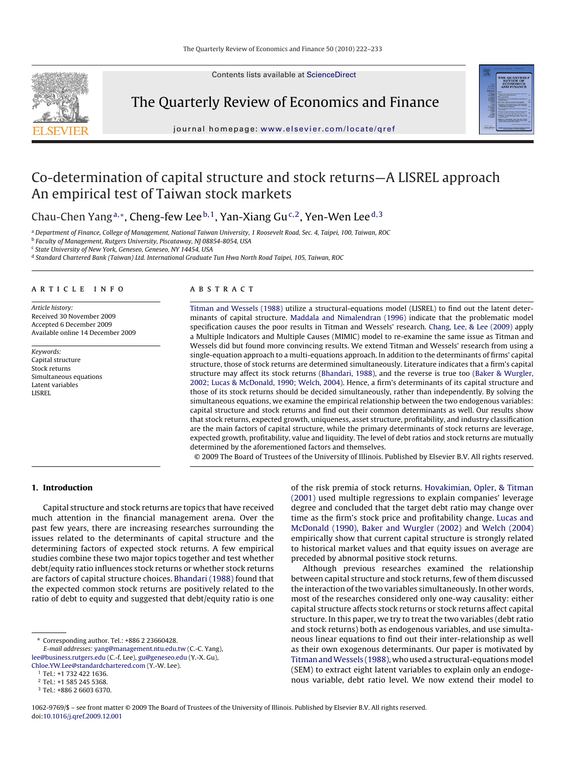# Co-determination of capital structure and stock returns—A LISREL approach An empirical test of Taiwan stock markets

Chau-Chen Yang[a,*], Cheng-few Lee[b,1], Yan-Xiang Gu[c,2], Yen-Wen Lee[d,3]

[a] Department of Finance, College of Management, National Taiwan University, 1 Roosevelt Road, Sec. 4, Taipei, 100, Taiwan, ROC
[b] Faculty of Management, Rutgers University, Piscataway, NJ 08854-8054, USA
[c] State University of New York, Geneseo, Geneseo, NY 14454, USA
[d] Standard Chartered Bank (Taiwan) Ltd. International Graduate Tun Hwa North Road Taipei, 105, Taiwan, ROC

## ARTICLE INFO

*Article history:*
Received 30 November 2009
Accepted 6 December 2009
Available online 14 December 2009

*Keywords:*
Capital structure
Stock returns
Simultaneous equations
Latent variables
LISREL

## ABSTRACT

Titman and Wessels (1988) utilize a structural-equations model (LISREL) to find out the latent determinants of capital structure. Maddala and Nimalendran (1996) indicate that the problematic model specification causes the poor results in Titman and Wessels' research. Chang, Lee, & Lee (2009) apply a Multiple Indicators and Multiple Causes (MIMIC) model to re-examine the same issue as Titman and Wessels did but found more convincing results. We extend Titman and Wessels' research from using a single-equation approach to a multi-equations approach. In addition to the determinants of firms' capital structure, those of stock returns are determined simultaneously. Literature indicates that a firm's capital structure may affect its stock returns (Bhandari, 1988), and the reverse is true too (Baker & Wurgler, 2002; Lucas & McDonald, 1990; Welch, 2004). Hence, a firm's determinants of its capital structure and those of its stock returns should be decided simultaneously, rather than independently. By solving the simultaneous equations, we examine the empirical relationship between the two endogenous variables: capital structure and stock returns and find out their common determinants as well. Our results show that stock returns, expected growth, uniqueness, asset structure, profitability, and industry classification are the main factors of capital structure, while the primary determinants of stock returns are leverage, expected growth, profitability, value and liquidity. The level of debt ratios and stock returns are mutually determined by the aforementioned factors and themselves.

© 2009 The Board of Trustees of the University of Illinois. Published by Elsevier B.V. All rights reserved.

## 1. Introduction

Capital structure and stock returns are topics that have received much attention in the financial management arena. Over the past few years, there are increasing researches surrounding the issues related to the determinants of capital structure and the determining factors of expected stock returns. A few empirical studies combine these two major topics together and test whether debt/equity ratio influences stock returns or whether stock returns are factors of capital structure choices. Bhandari (1988) found that the expected common stock returns are positively related to the ratio of debt to equity and suggested that debt/equity ratio is one of the risk premia of stock returns. Hovakimian, Opler, & Titman (2001) used multiple regressions to explain companies' leverage degree and concluded that the target debt ratio may change over time as the firm's stock price and profitability change. Lucas and McDonald (1990), Baker and Wurgler (2002) and Welch (2004) empirically show that current capital structure is strongly related to historical market values and that equity issues on average are preceded by abnormal positive stock returns.

Although previous researches examined the relationship between capital structure and stock returns, few of them discussed the interaction of the two variables simultaneously. In other words, most of the researches considered only one-way causality: either capital structure affects stock returns or stock returns affect capital structure. In this paper, we try to treat the two variables (debt ratio and stock returns) both as endogenous variables, and use simultaneous linear equations to find out their inter-relationship as well as their own exogenous determinants. Our paper is motivated by Titman and Wessels (1988), who used a structural-equations model (SEM) to extract eight latent variables to explain only an endogenous variable, debt ratio level. We now extend their model to

\* Corresponding author. Tel.: +886 2 23660428.
*E-mail addresses:* yang@management.ntu.edu.tw (C.-C. Yang), lee@business.rutgers.edu (C.-f. Lee), gu@geneseo.edu (Y.-X. Gu), Chloe.YW.Lee@standardchartered.com (Y.-W. Lee).
[1] Tel.: +1 732 422 1636.
[2] Tel.: +1 585 245 5368.
[3] Tel.: +886 2 6603 6370.

1062-9769/$ – see front matter © 2009 The Board of Trustees of the University of Illinois. Published by Elsevier B.V. All rights reserved.
doi:10.1016/j.qref.2009.12.001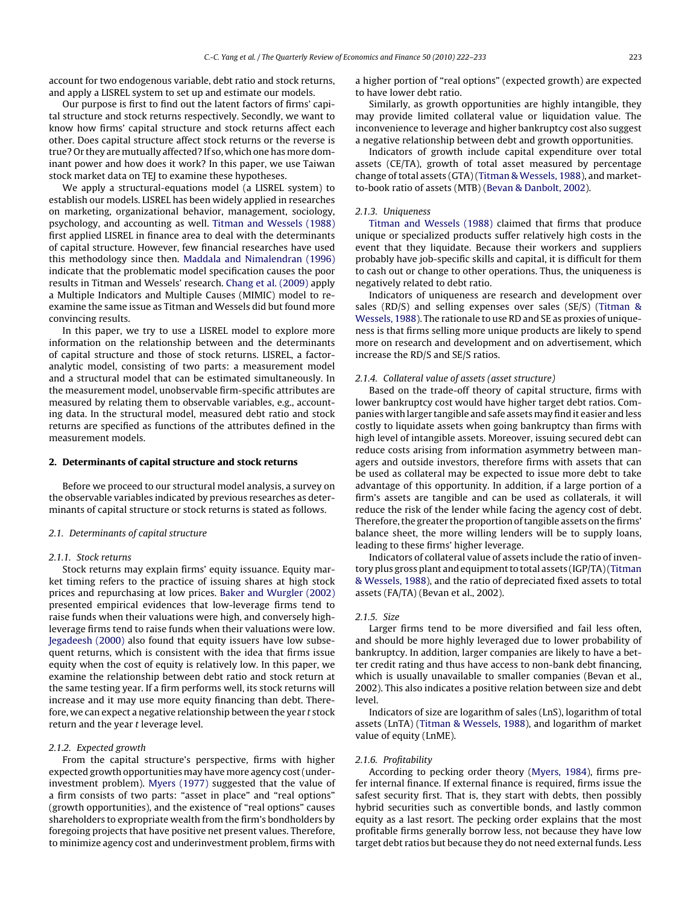account for two endogenous variable, debt ratio and stock returns, and apply a LISREL system to set up and estimate our models.

Our purpose is first to find out the latent factors of firms' capital structure and stock returns respectively. Secondly, we want to know how firms' capital structure and stock returns affect each other. Does capital structure affect stock returns or the reverse is true? Or they are mutually affected? If so, which one has more dominant power and how does it work? In this paper, we use Taiwan stock market data on TEJ to examine these hypotheses.

We apply a structural-equations model (a LISREL system) to establish our models. LISREL has been widely applied in researches on marketing, organizational behavior, management, sociology, psychology, and accounting as well. Titman and Wessels (1988) first applied LISREL in finance area to deal with the determinants of capital structure. However, few financial researches have used this methodology since then. Maddala and Nimalendran (1996) indicate that the problematic model specification causes the poor results in Titman and Wessels' research. Chang et al. (2009) apply a Multiple Indicators and Multiple Causes (MIMIC) model to re-examine the same issue as Titman and Wessels did but found more convincing results.

In this paper, we try to use a LISREL model to explore more information on the relationship between and the determinants of capital structure and those of stock returns. LISREL, a factor-analytic model, consisting of two parts: a measurement model and a structural model that can be estimated simultaneously. In the measurement model, unobservable firm-specific attributes are measured by relating them to observable variables, e.g., accounting data. In the structural model, measured debt ratio and stock returns are specified as functions of the attributes defined in the measurement models.

## 2. Determinants of capital structure and stock returns

Before we proceed to our structural model analysis, a survey on the observable variables indicated by previous researches as determinants of capital structure or stock returns is stated as follows.

### 2.1. Determinants of capital structure

#### 2.1.1. Stock returns

Stock returns may explain firms' equity issuance. Equity market timing refers to the practice of issuing shares at high stock prices and repurchasing at low prices. Baker and Wurgler (2002) presented empirical evidences that low-leverage firms tend to raise funds when their valuations were high, and conversely high-leverage firms tend to raise funds when their valuations were low. Jegadeesh (2000) also found that equity issuers have low subsequent returns, which is consistent with the idea that firms issue equity when the cost of equity is relatively low. In this paper, we examine the relationship between debt ratio and stock return at the same testing year. If a firm performs well, its stock returns will increase and it may use more equity financing than debt. Therefore, we can expect a negative relationship between the year *t* stock return and the year *t* leverage level.

#### 2.1.2. Expected growth

From the capital structure's perspective, firms with higher expected growth opportunities may have more agency cost (under-investment problem). Myers (1977) suggested that the value of a firm consists of two parts: "asset in place" and "real options" (growth opportunities), and the existence of "real options" causes shareholders to expropriate wealth from the firm's bondholders by foregoing projects that have positive net present values. Therefore, to minimize agency cost and underinvestment problem, firms with a higher portion of "real options" (expected growth) are expected to have lower debt ratio.

Similarly, as growth opportunities are highly intangible, they may provide limited collateral value or liquidation value. The inconvenience to leverage and higher bankruptcy cost also suggest a negative relationship between debt and growth opportunities.

Indicators of growth include capital expenditure over total assets (CE/TA), growth of total asset measured by percentage change of total assets (GTA) (Titman & Wessels, 1988), and market-to-book ratio of assets (MTB) (Bevan & Danbolt, 2002).

#### 2.1.3. Uniqueness

Titman and Wessels (1988) claimed that firms that produce unique or specialized products suffer relatively high costs in the event that they liquidate. Because their workers and suppliers probably have job-specific skills and capital, it is difficult for them to cash out or change to other operations. Thus, the uniqueness is negatively related to debt ratio.

Indicators of uniqueness are research and development over sales (RD/S) and selling expenses over sales (SE/S) (Titman & Wessels, 1988). The rationale to use RD and SE as proxies of uniqueness is that firms selling more unique products are likely to spend more on research and development and on advertisement, which increase the RD/S and SE/S ratios.

#### 2.1.4. Collateral value of assets (asset structure)

Based on the trade-off theory of capital structure, firms with lower bankruptcy cost would have higher target debt ratios. Companies with larger tangible and safe assets may find it easier and less costly to liquidate assets when going bankruptcy than firms with high level of intangible assets. Moreover, issuing secured debt can reduce costs arising from information asymmetry between managers and outside investors, therefore firms with assets that can be used as collateral may be expected to issue more debt to take advantage of this opportunity. In addition, if a large portion of a firm's assets are tangible and can be used as collaterals, it will reduce the risk of the lender while facing the agency cost of debt. Therefore, the greater the proportion of tangible assets on the firms' balance sheet, the more willing lenders will be to supply loans, leading to these firms' higher leverage.

Indicators of collateral value of assets include the ratio of inventory plus gross plant and equipment to total assets (IGP/TA) (Titman & Wessels, 1988), and the ratio of depreciated fixed assets to total assets (FA/TA) (Bevan et al., 2002).

#### 2.1.5. Size

Larger firms tend to be more diversified and fail less often, and should be more highly leveraged due to lower probability of bankruptcy. In addition, larger companies are likely to have a better credit rating and thus have access to non-bank debt financing, which is usually unavailable to smaller companies (Bevan et al., 2002). This also indicates a positive relation between size and debt level.

Indicators of size are logarithm of sales (LnS), logarithm of total assets (LnTA) (Titman & Wessels, 1988), and logarithm of market value of equity (LnME).

#### 2.1.6. Profitability

According to pecking order theory (Myers, 1984), firms prefer internal finance. If external finance is required, firms issue the safest security first. That is, they start with debts, then possibly hybrid securities such as convertible bonds, and lastly common equity as a last resort. The pecking order explains that the most profitable firms generally borrow less, not because they have low target debt ratios but because they do not need external funds. Less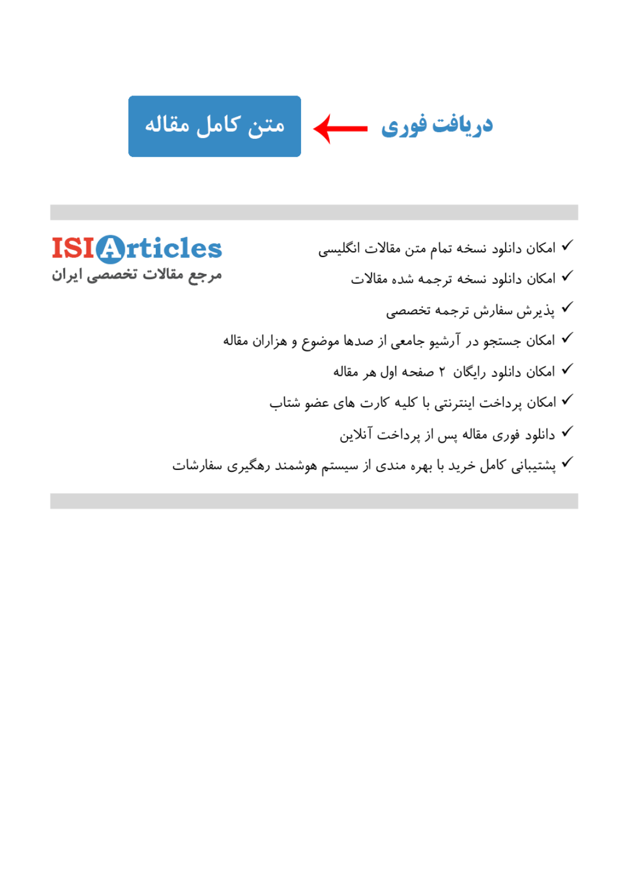دریافت فوری ← متن کامل مقاله

**ISIArticles**
مرجع مقالات تخصصی ایران

- ✓ امکان دانلود نسخه تمام متن مقالات انگلیسی
- ✓ امکان دانلود نسخه ترجمه شده مقالات
- ✓ پذیرش سفارش ترجمه تخصصی
- ✓ امکان جستجو در آرشیو جامعی از صدها موضوع و هزاران مقاله
- ✓ امکان دانلود رایگان ۲ صفحه اول هر مقاله
- ✓ امکان پرداخت اینترنتی با کلیه کارت های عضو شتاب
- ✓ دانلود فوری مقاله پس از پرداخت آنلاین
- ✓ پشتیبانی کامل خرید با بهره مندی از سیستم هوشمند رهگیری سفارشات